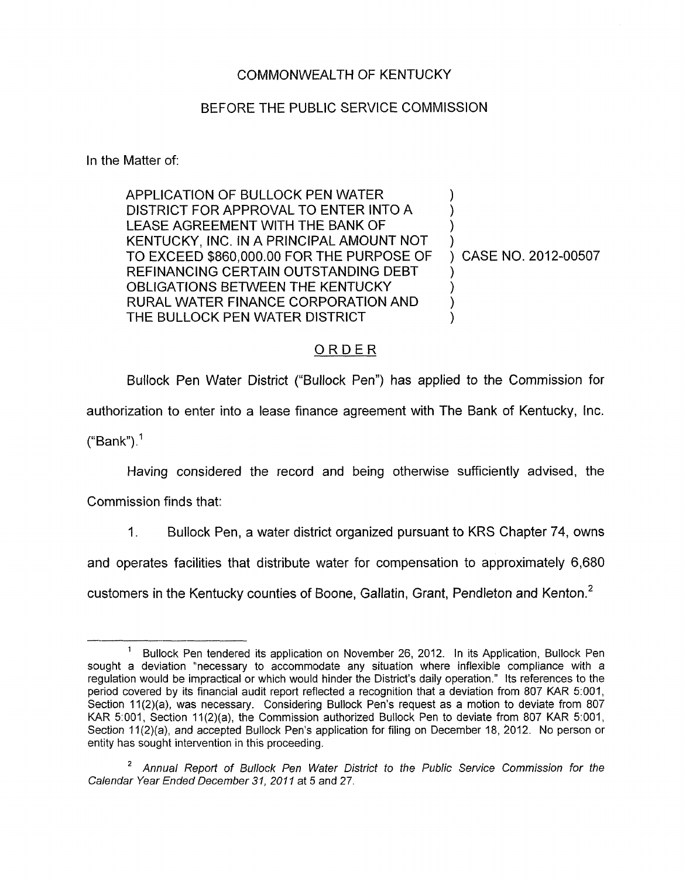COMMONWEALTH OF KENTUCKY

BEFORE THE PUBLIC SERVICE COMMISSION

In the Matter of:

| | |
|---|---|
| APPLICATION OF BULLOCK PEN WATER DISTRICT FOR APPROVAL TO ENTER INTO A LEASE AGREEMENT WITH THE BANK OF KENTUCKY, INC. IN A PRINCIPAL AMOUNT NOT TO EXCEED $860,000.00 FOR THE PURPOSE OF REFINANCING CERTAIN OUTSTANDING DEBT OBLIGATIONS BETWEEN THE KENTUCKY RURAL WATER FINANCE CORPORATION AND THE BULLOCK PEN WATER DISTRICT | ) CASE NO. 2012-00507 |

## ORDER

Bullock Pen Water District ("Bullock Pen") has applied to the Commission for authorization to enter into a lease finance agreement with The Bank of Kentucky, Inc. ("Bank").[1]

Having considered the record and being otherwise sufficiently advised, the Commission finds that:

1. Bullock Pen, a water district organized pursuant to KRS Chapter 74, owns and operates facilities that distribute water for compensation to approximately 6,680 customers in the Kentucky counties of Boone, Gallatin, Grant, Pendleton and Kenton.[2]

---

[1] Bullock Pen tendered its application on November 26, 2012. In its Application, Bullock Pen sought a deviation "necessary to accommodate any situation where inflexible compliance with a regulation would be impractical or which would hinder the District's daily operation." Its references to the period covered by its financial audit report reflected a recognition that a deviation from 807 KAR 5:001, Section 11(2)(a), was necessary. Considering Bullock Pen's request as a motion to deviate from 807 KAR 5:001, Section 11(2)(a), the Commission authorized Bullock Pen to deviate from 807 KAR 5:001, Section 11(2)(a), and accepted Bullock Pen's application for filing on December 18, 2012. No person or entity has sought intervention in this proceeding.

[2] *Annual Report of Bullock Pen Water District to the Public Service Commission for the Calendar Year Ended December 31, 2011* at 5 and 27.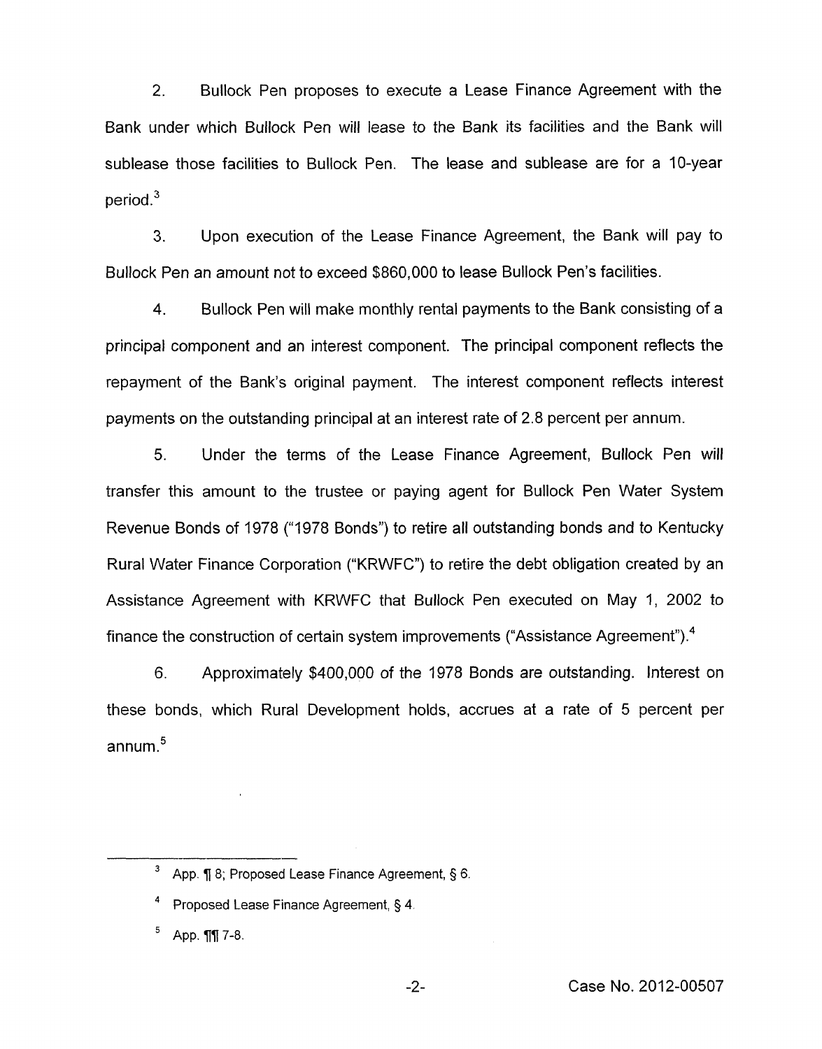2. Bullock Pen proposes to execute a Lease Finance Agreement with the Bank under which Bullock Pen will lease to the Bank its facilities and the Bank will sublease those facilities to Bullock Pen. The lease and sublease are for a 10-year period.[3]

3. Upon execution of the Lease Finance Agreement, the Bank will pay to Bullock Pen an amount not to exceed $860,000 to lease Bullock Pen's facilities.

4. Bullock Pen will make monthly rental payments to the Bank consisting of a principal component and an interest component. The principal component reflects the repayment of the Bank's original payment. The interest component reflects interest payments on the outstanding principal at an interest rate of 2.8 percent per annum.

5. Under the terms of the Lease Finance Agreement, Bullock Pen will transfer this amount to the trustee or paying agent for Bullock Pen Water System Revenue Bonds of 1978 ("1978 Bonds") to retire all outstanding bonds and to Kentucky Rural Water Finance Corporation ("KRWFC") to retire the debt obligation created by an Assistance Agreement with KRWFC that Bullock Pen executed on May 1, 2002 to finance the construction of certain system improvements ("Assistance Agreement").[4]

6. Approximately $400,000 of the 1978 Bonds are outstanding. Interest on these bonds, which Rural Development holds, accrues at a rate of 5 percent per annum.[5]

---

[3] App. ¶ 8; Proposed Lease Finance Agreement, § 6.

[4] Proposed Lease Finance Agreement, § 4.

[5] App. ¶¶ 7-8.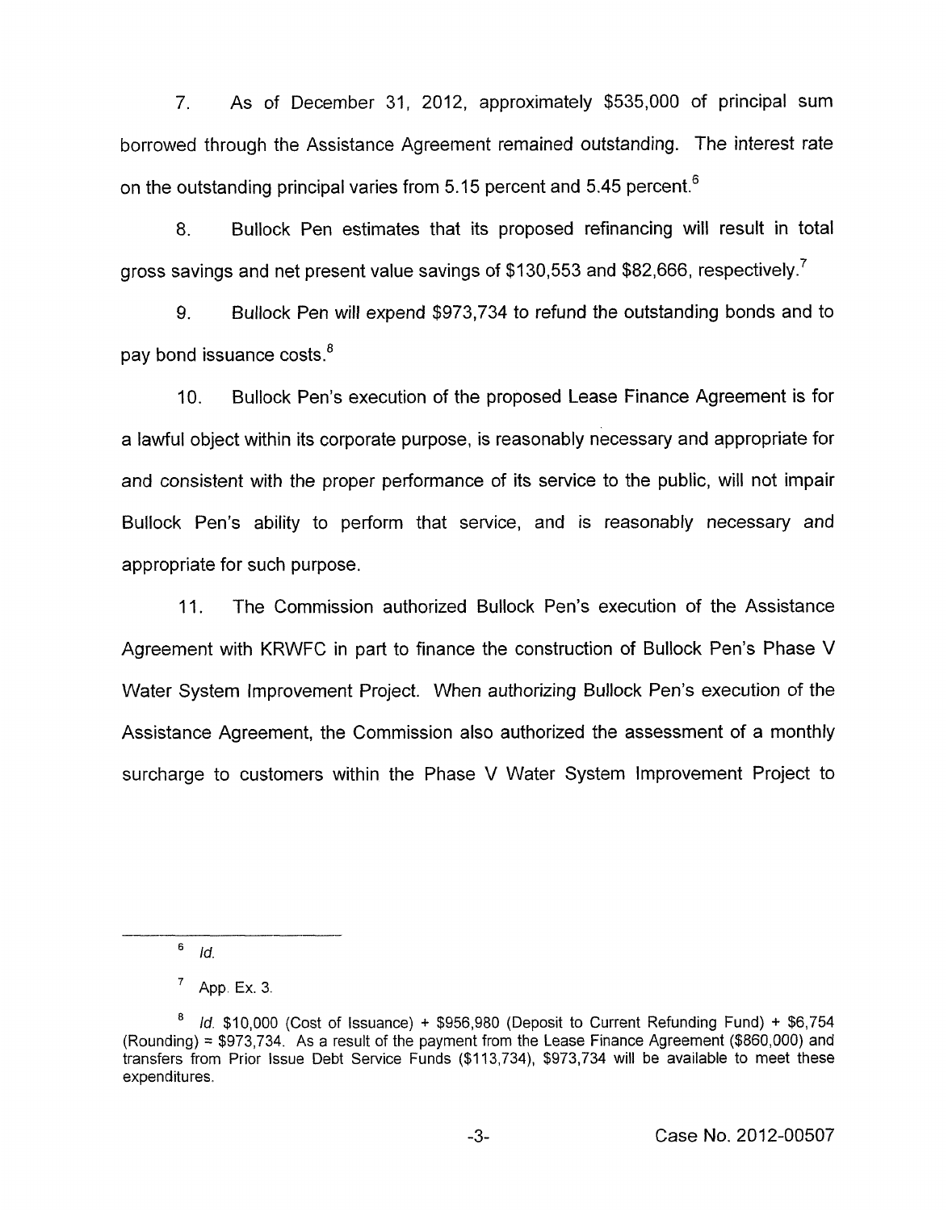7. As of December 31, 2012, approximately $535,000 of principal sum borrowed through the Assistance Agreement remained outstanding. The interest rate on the outstanding principal varies from 5.15 percent and 5.45 percent.[6]

8. Bullock Pen estimates that its proposed refinancing will result in total gross savings and net present value savings of $130,553 and $82,666, respectively.[7]

9. Bullock Pen will expend $973,734 to refund the outstanding bonds and to pay bond issuance costs.[8]

10. Bullock Pen's execution of the proposed Lease Finance Agreement is for a lawful object within its corporate purpose, is reasonably necessary and appropriate for and consistent with the proper performance of its service to the public, will not impair Bullock Pen's ability to perform that service, and is reasonably necessary and appropriate for such purpose.

11. The Commission authorized Bullock Pen's execution of the Assistance Agreement with KRWFC in part to finance the construction of Bullock Pen's Phase V Water System Improvement Project. When authorizing Bullock Pen's execution of the Assistance Agreement, the Commission also authorized the assessment of a monthly surcharge to customers within the Phase V Water System Improvement Project to

---

[6] *Id.*

[7] App. Ex. 3.

[8] *Id.* $10,000 (Cost of Issuance) + $956,980 (Deposit to Current Refunding Fund) + $6,754 (Rounding) = $973,734. As a result of the payment from the Lease Finance Agreement ($860,000) and transfers from Prior Issue Debt Service Funds ($113,734), $973,734 will be available to meet these expenditures.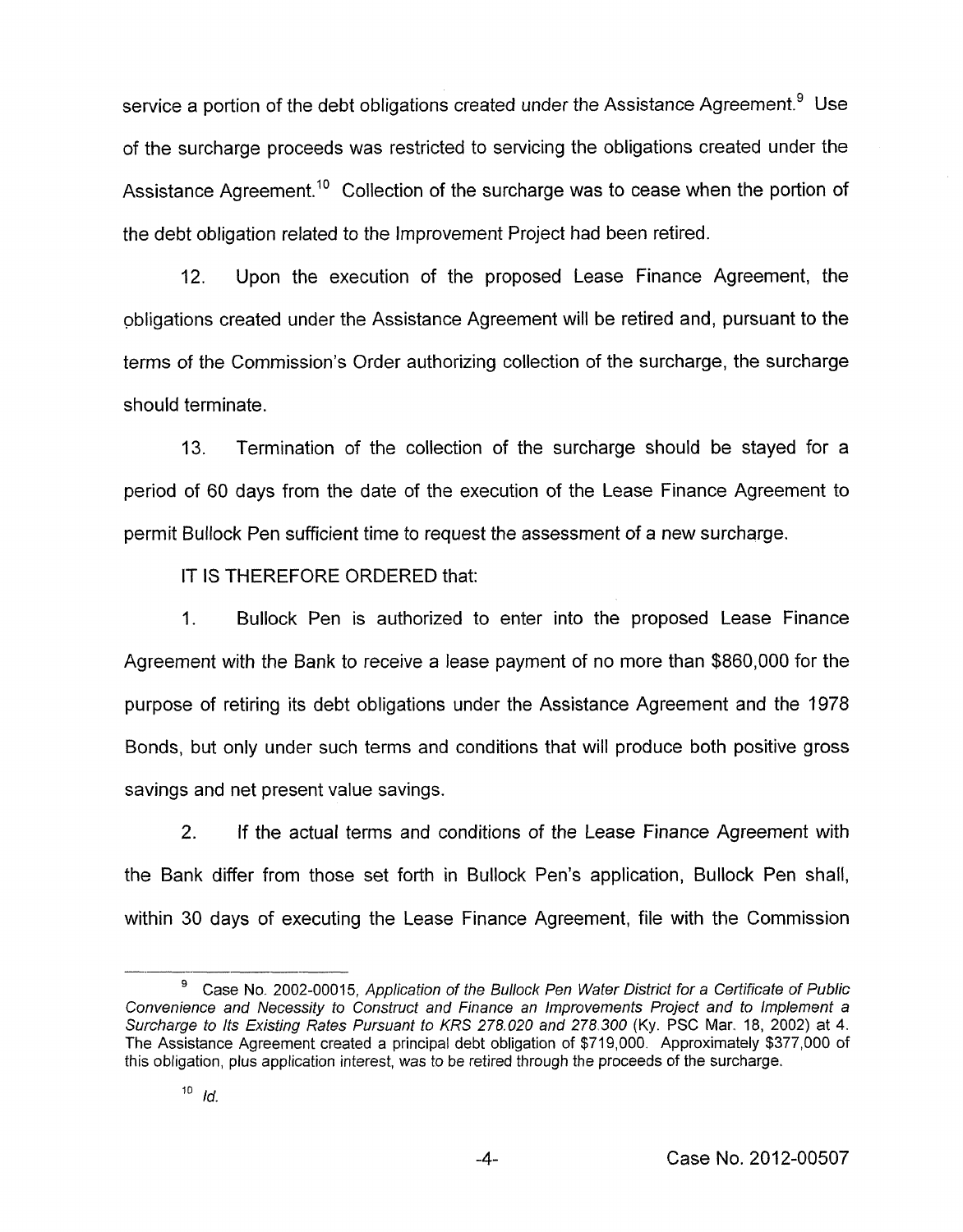service a portion of the debt obligations created under the Assistance Agreement.[9] Use of the surcharge proceeds was restricted to servicing the obligations created under the Assistance Agreement.[10] Collection of the surcharge was to cease when the portion of the debt obligation related to the Improvement Project had been retired.

12. Upon the execution of the proposed Lease Finance Agreement, the obligations created under the Assistance Agreement will be retired and, pursuant to the terms of the Commission's Order authorizing collection of the surcharge, the surcharge should terminate.

13. Termination of the collection of the surcharge should be stayed for a period of 60 days from the date of the execution of the Lease Finance Agreement to permit Bullock Pen sufficient time to request the assessment of a new surcharge.

IT IS THEREFORE ORDERED that:

1. Bullock Pen is authorized to enter into the proposed Lease Finance Agreement with the Bank to receive a lease payment of no more than $860,000 for the purpose of retiring its debt obligations under the Assistance Agreement and the 1978 Bonds, but only under such terms and conditions that will produce both positive gross savings and net present value savings.

2. If the actual terms and conditions of the Lease Finance Agreement with the Bank differ from those set forth in Bullock Pen's application, Bullock Pen shall, within 30 days of executing the Lease Finance Agreement, file with the Commission

---

[9] Case No. 2002-00015, *Application of the Bullock Pen Water District for a Certificate of Public Convenience and Necessity to Construct and Finance an Improvements Project and to Implement a Surcharge to Its Existing Rates Pursuant to KRS 278.020 and 278.300* (Ky. PSC Mar. 18, 2002) at 4. The Assistance Agreement created a principal debt obligation of $719,000. Approximately $377,000 of this obligation, plus application interest, was to be retired through the proceeds of the surcharge.

[10] *Id.*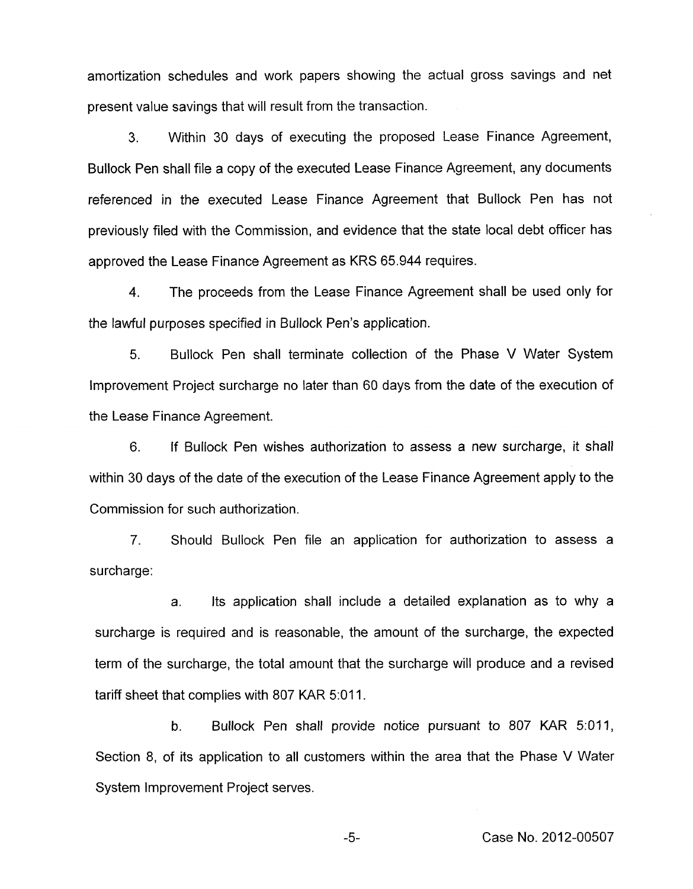amortization schedules and work papers showing the actual gross savings and net present value savings that will result from the transaction.

3. Within 30 days of executing the proposed Lease Finance Agreement, Bullock Pen shall file a copy of the executed Lease Finance Agreement, any documents referenced in the executed Lease Finance Agreement that Bullock Pen has not previously filed with the Commission, and evidence that the state local debt officer has approved the Lease Finance Agreement as KRS 65.944 requires.

4. The proceeds from the Lease Finance Agreement shall be used only for the lawful purposes specified in Bullock Pen's application.

5. Bullock Pen shall terminate collection of the Phase V Water System Improvement Project surcharge no later than 60 days from the date of the execution of the Lease Finance Agreement.

6. If Bullock Pen wishes authorization to assess a new surcharge, it shall within 30 days of the date of the execution of the Lease Finance Agreement apply to the Commission for such authorization.

7. Should Bullock Pen file an application for authorization to assess a surcharge:

   a. Its application shall include a detailed explanation as to why a surcharge is required and is reasonable, the amount of the surcharge, the expected term of the surcharge, the total amount that the surcharge will produce and a revised tariff sheet that complies with 807 KAR 5:011.

   b. Bullock Pen shall provide notice pursuant to 807 KAR 5:011, Section 8, of its application to all customers within the area that the Phase V Water System Improvement Project serves.

Case No. 2012-00507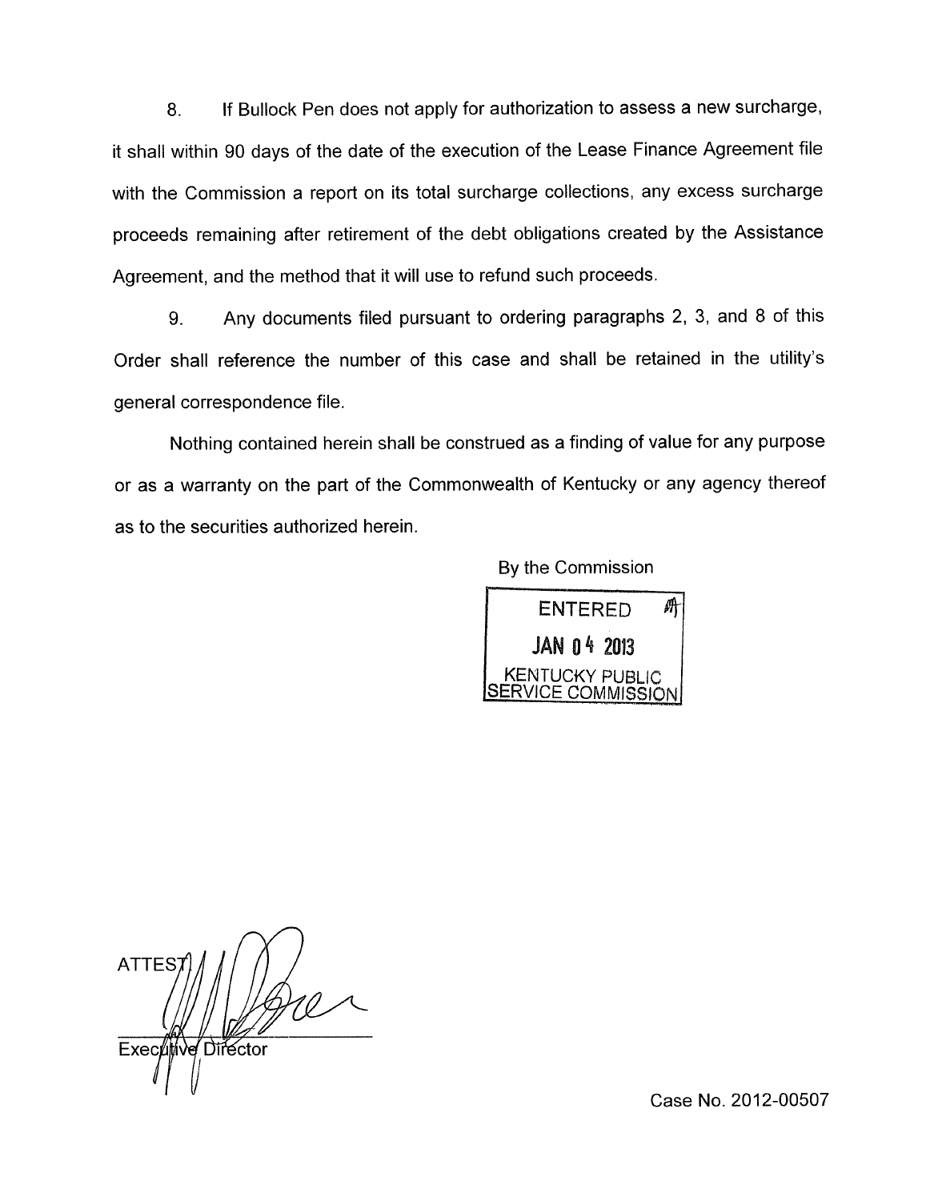8. If Bullock Pen does not apply for authorization to assess a new surcharge, it shall within 90 days of the date of the execution of the Lease Finance Agreement file with the Commission a report on its total surcharge collections, any excess surcharge proceeds remaining after retirement of the debt obligations created by the Assistance Agreement, and the method that it will use to refund such proceeds.

9. Any documents filed pursuant to ordering paragraphs 2, 3, and 8 of this Order shall reference the number of this case and shall be retained in the utility's general correspondence file.

Nothing contained herein shall be construed as a finding of value for any purpose or as a warranty on the part of the Commonwealth of Kentucky or any agency thereof as to the securities authorized herein.

By the Commission

ENTERED
JAN 04 2013
KENTUCKY PUBLIC
SERVICE COMMISSION

ATTEST:

Executive Director

Case No. 2012-00507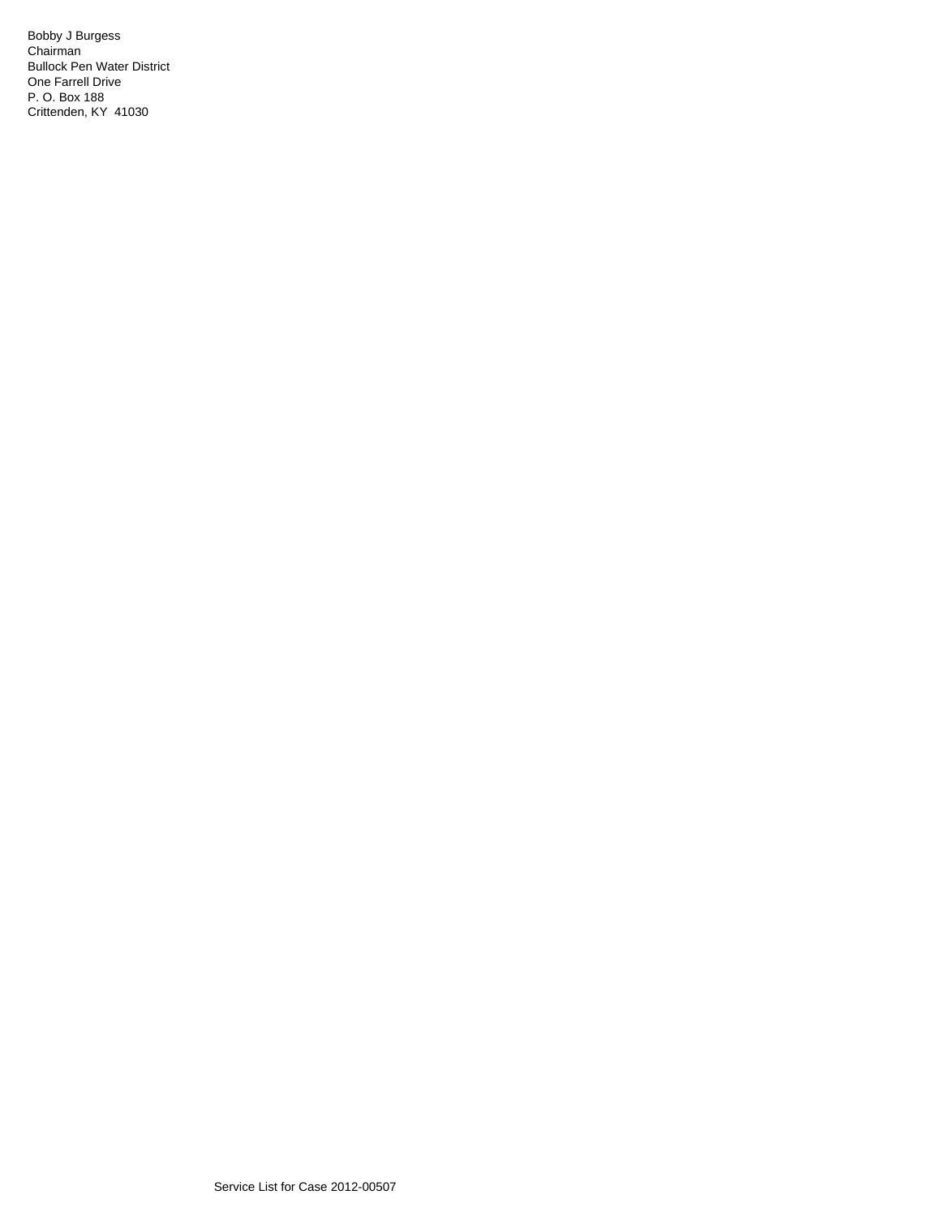Bobby J Burgess
Chairman
Bullock Pen Water District
One Farrell Drive
P. O. Box 188
Crittenden, KY  41030